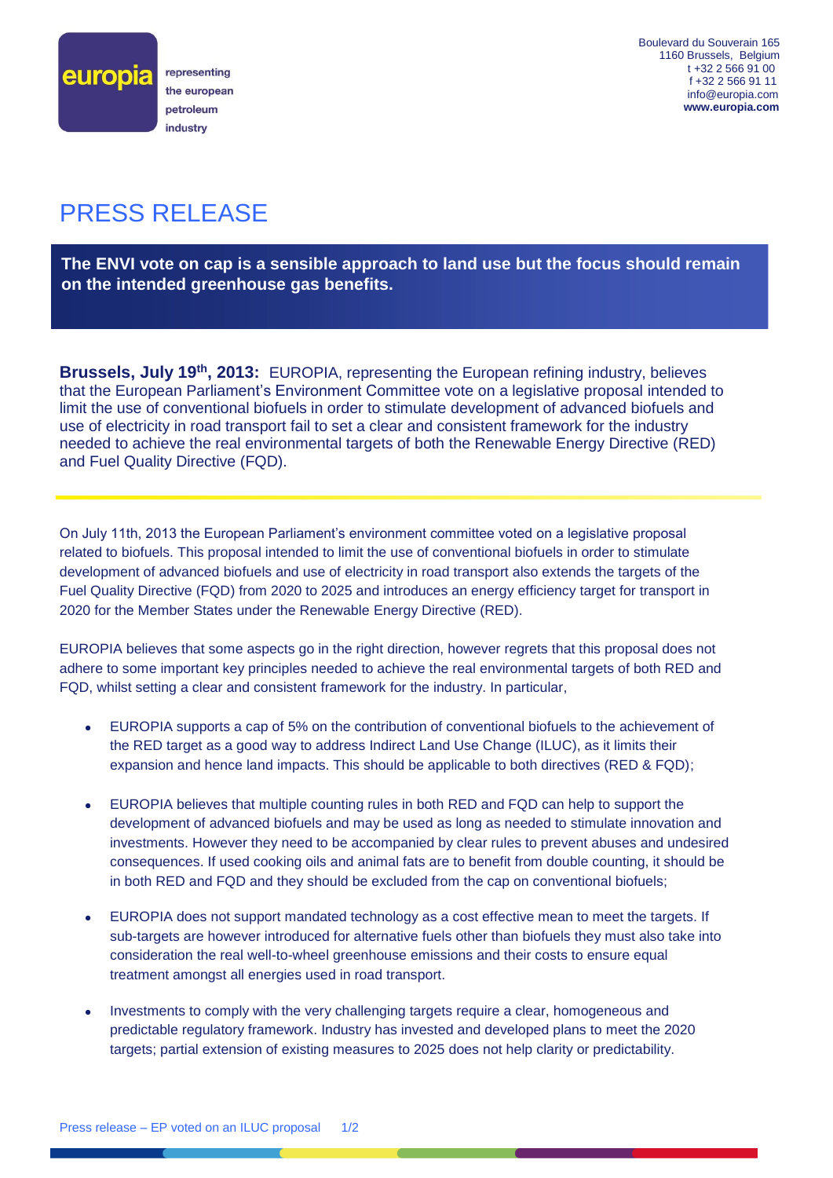europia

representing the european petroleum industry

Boulevard du Souverain 165
1160 Brussels, Belgium
t +32 2 566 91 00
f +32 2 566 91 11
info@europia.com
**www.europia.com**

# PRESS RELEASE

**The ENVI vote on cap is a sensible approach to land use but the focus should remain on the intended greenhouse gas benefits.**

**Brussels, July 19th, 2013:** EUROPIA, representing the European refining industry, believes that the European Parliament's Environment Committee vote on a legislative proposal intended to limit the use of conventional biofuels in order to stimulate development of advanced biofuels and use of electricity in road transport fail to set a clear and consistent framework for the industry needed to achieve the real environmental targets of both the Renewable Energy Directive (RED) and Fuel Quality Directive (FQD).

On July 11th, 2013 the European Parliament's environment committee voted on a legislative proposal related to biofuels. This proposal intended to limit the use of conventional biofuels in order to stimulate development of advanced biofuels and use of electricity in road transport also extends the targets of the Fuel Quality Directive (FQD) from 2020 to 2025 and introduces an energy efficiency target for transport in 2020 for the Member States under the Renewable Energy Directive (RED).

EUROPIA believes that some aspects go in the right direction, however regrets that this proposal does not adhere to some important key principles needed to achieve the real environmental targets of both RED and FQD, whilst setting a clear and consistent framework for the industry. In particular,

- EUROPIA supports a cap of 5% on the contribution of conventional biofuels to the achievement of the RED target as a good way to address Indirect Land Use Change (ILUC), as it limits their expansion and hence land impacts. This should be applicable to both directives (RED & FQD);
- EUROPIA believes that multiple counting rules in both RED and FQD can help to support the development of advanced biofuels and may be used as long as needed to stimulate innovation and investments. However they need to be accompanied by clear rules to prevent abuses and undesired consequences. If used cooking oils and animal fats are to benefit from double counting, it should be in both RED and FQD and they should be excluded from the cap on conventional biofuels;
- EUROPIA does not support mandated technology as a cost effective mean to meet the targets. If sub-targets are however introduced for alternative fuels other than biofuels they must also take into consideration the real well-to-wheel greenhouse emissions and their costs to ensure equal treatment amongst all energies used in road transport.
- Investments to comply with the very challenging targets require a clear, homogeneous and predictable regulatory framework. Industry has invested and developed plans to meet the 2020 targets; partial extension of existing measures to 2025 does not help clarity or predictability.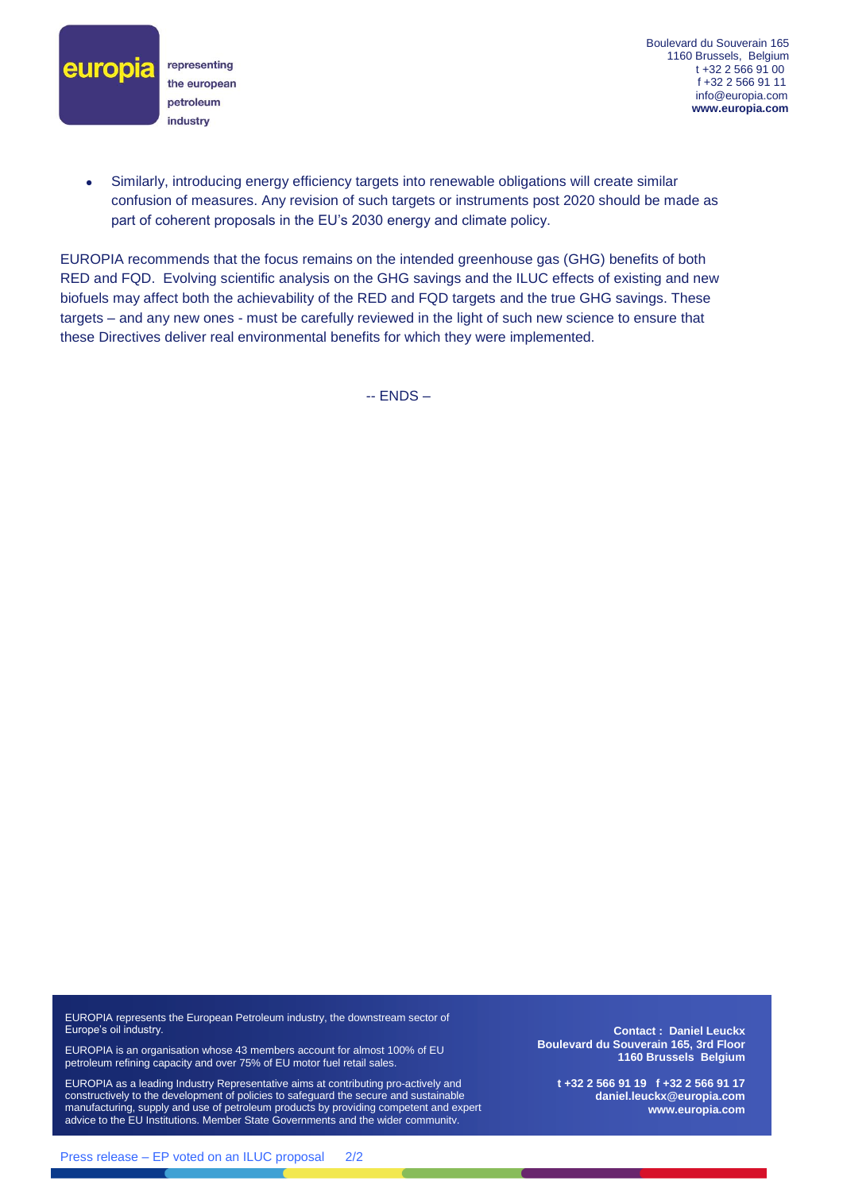- Similarly, introducing energy efficiency targets into renewable obligations will create similar confusion of measures. Any revision of such targets or instruments post 2020 should be made as part of coherent proposals in the EU's 2030 energy and climate policy.

EUROPIA recommends that the focus remains on the intended greenhouse gas (GHG) benefits of both RED and FQD. Evolving scientific analysis on the GHG savings and the ILUC effects of existing and new biofuels may affect both the achievability of the RED and FQD targets and the true GHG savings. These targets – and any new ones - must be carefully reviewed in the light of such new science to ensure that these Directives deliver real environmental benefits for which they were implemented.

-- ENDS –

EUROPIA represents the European Petroleum industry, the downstream sector of Europe's oil industry.

EUROPIA is an organisation whose 43 members account for almost 100% of EU petroleum refining capacity and over 75% of EU motor fuel retail sales.

EUROPIA as a leading Industry Representative aims at contributing pro-actively and constructively to the development of policies to safeguard the secure and sustainable manufacturing, supply and use of petroleum products by providing competent and expert advice to the EU Institutions. Member State Governments and the wider community.

**Contact : Daniel Leuckx**
**Boulevard du Souverain 165, 3rd Floor**
**1160 Brussels Belgium**

**t +32 2 566 91 19 f +32 2 566 91 17**
**daniel.leuckx@europia.com**
**www.europia.com**